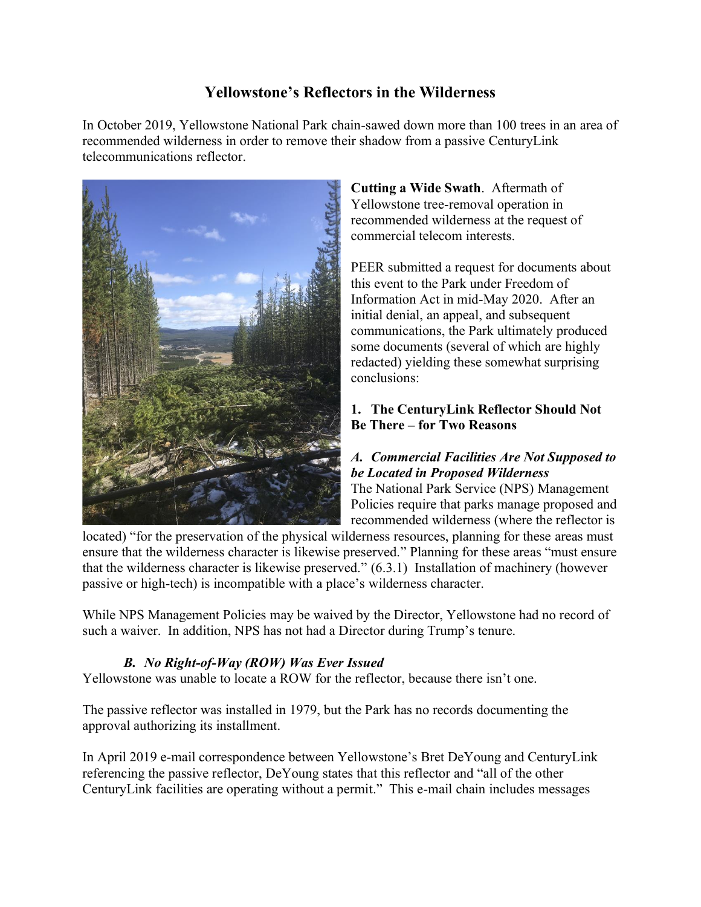# Yellowstone's Reflectors in the Wilderness

In October 2019, Yellowstone National Park chain-sawed down more than 100 trees in an area of recommended wilderness in order to remove their shadow from a passive CenturyLink telecommunications reflector.

**Cutting a Wide Swath**. Aftermath of Yellowstone tree-removal operation in recommended wilderness at the request of commercial telecom interests.

PEER submitted a request for documents about this event to the Park under Freedom of Information Act in mid-May 2020. After an initial denial, an appeal, and subsequent communications, the Park ultimately produced some documents (several of which are highly redacted) yielding these somewhat surprising conclusions:

## 1. The CenturyLink Reflector Should Not Be There – for Two Reasons

### *A. Commercial Facilities Are Not Supposed to be Located in Proposed Wilderness*

The National Park Service (NPS) Management Policies require that parks manage proposed and recommended wilderness (where the reflector is located) "for the preservation of the physical wilderness resources, planning for these areas must ensure that the wilderness character is likewise preserved." Planning for these areas "must ensure that the wilderness character is likewise preserved." (6.3.1) Installation of machinery (however passive or high-tech) is incompatible with a place's wilderness character.

While NPS Management Policies may be waived by the Director, Yellowstone had no record of such a waiver. In addition, NPS has not had a Director during Trump's tenure.

### *B. No Right-of-Way (ROW) Was Ever Issued*

Yellowstone was unable to locate a ROW for the reflector, because there isn't one.

The passive reflector was installed in 1979, but the Park has no records documenting the approval authorizing its installment.

In April 2019 e-mail correspondence between Yellowstone's Bret DeYoung and CenturyLink referencing the passive reflector, DeYoung states that this reflector and "all of the other CenturyLink facilities are operating without a permit." This e-mail chain includes messages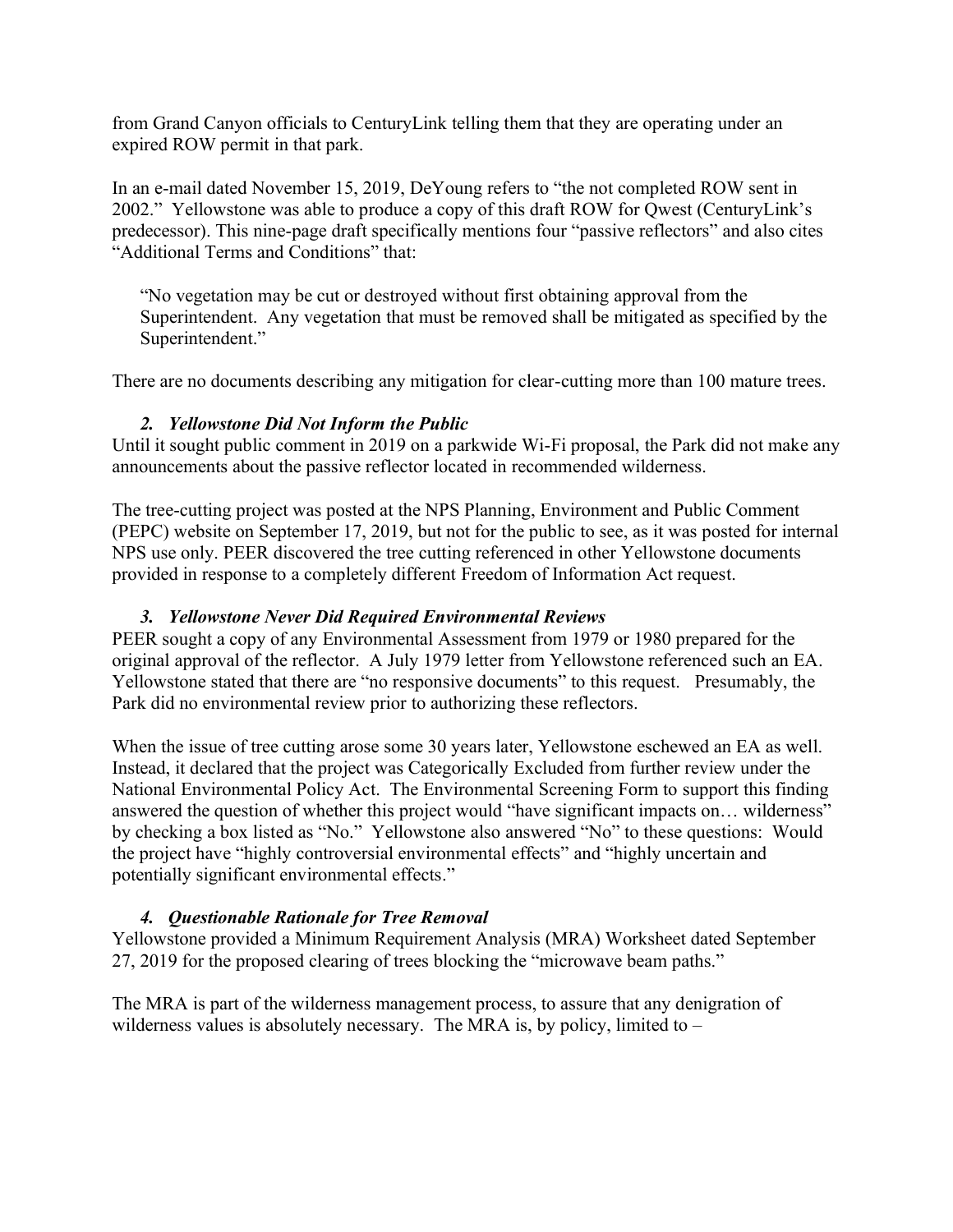from Grand Canyon officials to CenturyLink telling them that they are operating under an expired ROW permit in that park.

In an e-mail dated November 15, 2019, DeYoung refers to "the not completed ROW sent in 2002." Yellowstone was able to produce a copy of this draft ROW for Qwest (CenturyLink's predecessor). This nine-page draft specifically mentions four "passive reflectors" and also cites "Additional Terms and Conditions" that:

> "No vegetation may be cut or destroyed without first obtaining approval from the Superintendent. Any vegetation that must be removed shall be mitigated as specified by the Superintendent."

There are no documents describing any mitigation for clear-cutting more than 100 mature trees.

### *2. Yellowstone Did Not Inform the Public*

Until it sought public comment in 2019 on a parkwide Wi-Fi proposal, the Park did not make any announcements about the passive reflector located in recommended wilderness.

The tree-cutting project was posted at the NPS Planning, Environment and Public Comment (PEPC) website on September 17, 2019, but not for the public to see, as it was posted for internal NPS use only. PEER discovered the tree cutting referenced in other Yellowstone documents provided in response to a completely different Freedom of Information Act request.

### *3. Yellowstone Never Did Required Environmental Reviews*

PEER sought a copy of any Environmental Assessment from 1979 or 1980 prepared for the original approval of the reflector. A July 1979 letter from Yellowstone referenced such an EA. Yellowstone stated that there are "no responsive documents" to this request. Presumably, the Park did no environmental review prior to authorizing these reflectors.

When the issue of tree cutting arose some 30 years later, Yellowstone eschewed an EA as well. Instead, it declared that the project was Categorically Excluded from further review under the National Environmental Policy Act. The Environmental Screening Form to support this finding answered the question of whether this project would "have significant impacts on… wilderness" by checking a box listed as "No." Yellowstone also answered "No" to these questions: Would the project have "highly controversial environmental effects" and "highly uncertain and potentially significant environmental effects."

### *4. Questionable Rationale for Tree Removal*

Yellowstone provided a Minimum Requirement Analysis (MRA) Worksheet dated September 27, 2019 for the proposed clearing of trees blocking the "microwave beam paths."

The MRA is part of the wilderness management process, to assure that any denigration of wilderness values is absolutely necessary. The MRA is, by policy, limited to –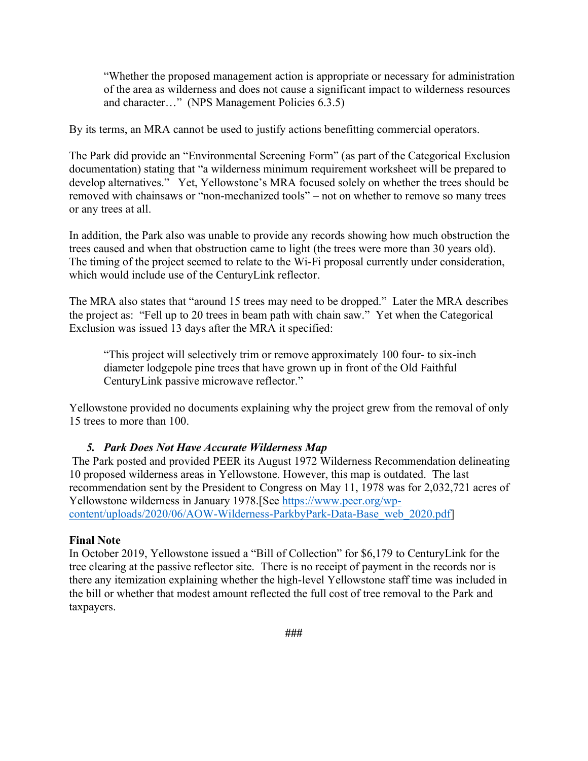> "Whether the proposed management action is appropriate or necessary for administration of the area as wilderness and does not cause a significant impact to wilderness resources and character…" (NPS Management Policies 6.3.5)

By its terms, an MRA cannot be used to justify actions benefitting commercial operators.

The Park did provide an "Environmental Screening Form" (as part of the Categorical Exclusion documentation) stating that "a wilderness minimum requirement worksheet will be prepared to develop alternatives." Yet, Yellowstone's MRA focused solely on whether the trees should be removed with chainsaws or "non-mechanized tools" – not on whether to remove so many trees or any trees at all.

In addition, the Park also was unable to provide any records showing how much obstruction the trees caused and when that obstruction came to light (the trees were more than 30 years old). The timing of the project seemed to relate to the Wi-Fi proposal currently under consideration, which would include use of the CenturyLink reflector.

The MRA also states that "around 15 trees may need to be dropped." Later the MRA describes the project as: "Fell up to 20 trees in beam path with chain saw." Yet when the Categorical Exclusion was issued 13 days after the MRA it specified:

> "This project will selectively trim or remove approximately 100 four- to six-inch diameter lodgepole pine trees that have grown up in front of the Old Faithful CenturyLink passive microwave reflector."

Yellowstone provided no documents explaining why the project grew from the removal of only 15 trees to more than 100.

### *5. Park Does Not Have Accurate Wilderness Map*

The Park posted and provided PEER its August 1972 Wilderness Recommendation delineating 10 proposed wilderness areas in Yellowstone. However, this map is outdated. The last recommendation sent by the President to Congress on May 11, 1978 was for 2,032,721 acres of Yellowstone wilderness in January 1978.[See https://www.peer.org/wp-content/uploads/2020/06/AOW-Wilderness-ParkbyPark-Data-Base_web_2020.pdf]

**Final Note**

In October 2019, Yellowstone issued a "Bill of Collection" for $6,179 to CenturyLink for the tree clearing at the passive reflector site. There is no receipt of payment in the records nor is there any itemization explaining whether the high-level Yellowstone staff time was included in the bill or whether that modest amount reflected the full cost of tree removal to the Park and taxpayers.

###